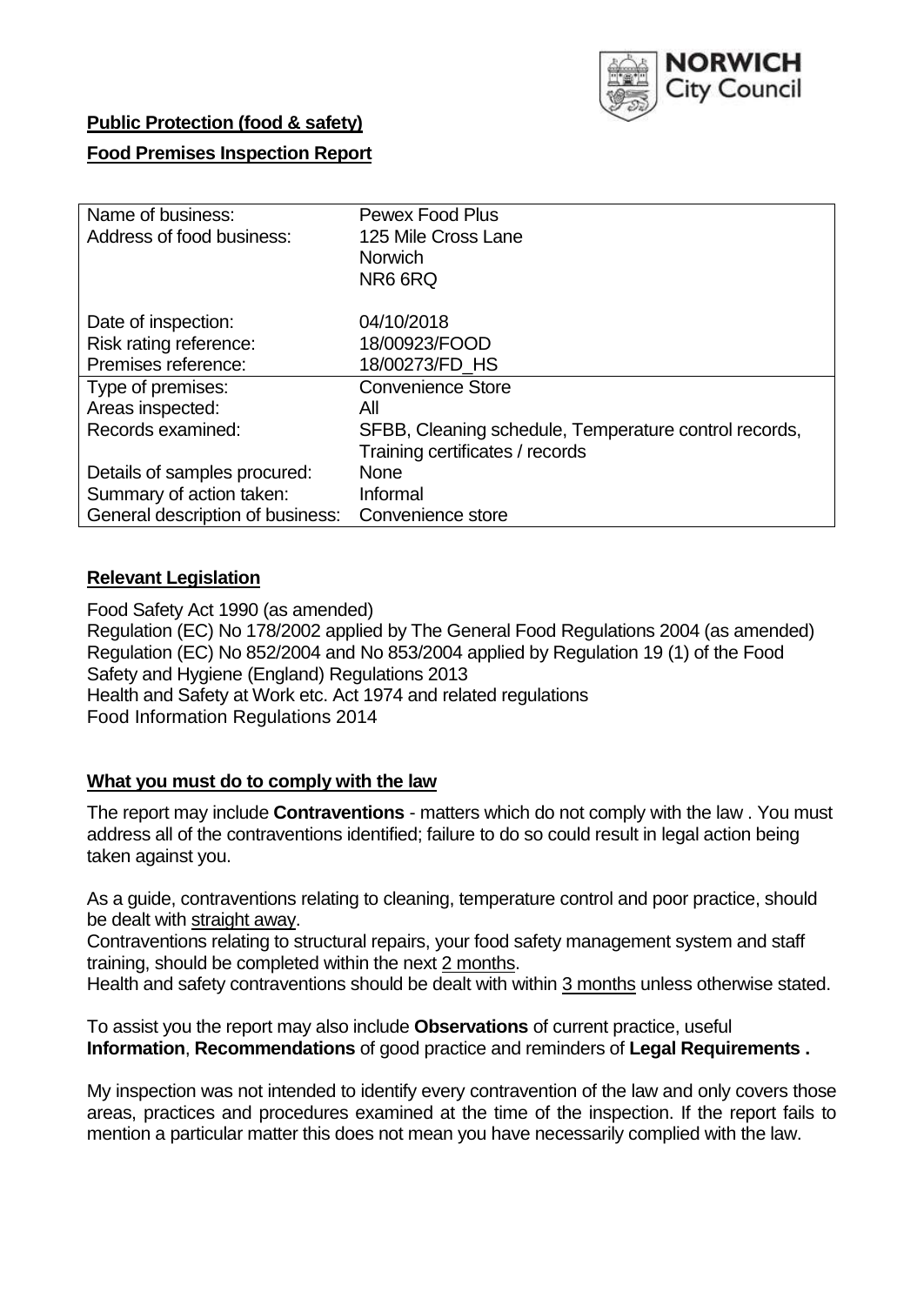NORWICH City Council

**Public Protection (food & safety)**

**Food Premises Inspection Report**

| | |
|---|---|
| Name of business: | Pewex Food Plus |
| Address of food business: | 125 Mile Cross Lane<br>Norwich<br>NR6 6RQ |
| Date of inspection: | 04/10/2018 |
| Risk rating reference: | 18/00923/FOOD |
| Premises reference: | 18/00273/FD_HS |
| Type of premises: | Convenience Store |
| Areas inspected: | All |
| Records examined: | SFBB, Cleaning schedule, Temperature control records, Training certificates / records |
| Details of samples procured: | None |
| Summary of action taken: | Informal |
| General description of business: | Convenience store |

## Relevant Legislation

Food Safety Act 1990 (as amended)
Regulation (EC) No 178/2002 applied by The General Food Regulations 2004 (as amended)
Regulation (EC) No 852/2004 and No 853/2004 applied by Regulation 19 (1) of the Food Safety and Hygiene (England) Regulations 2013
Health and Safety at Work etc. Act 1974 and related regulations
Food Information Regulations 2014

## What you must do to comply with the law

The report may include **Contraventions** - matters which do not comply with the law . You must address all of the contraventions identified; failure to do so could result in legal action being taken against you.

As a guide, contraventions relating to cleaning, temperature control and poor practice, should be dealt with straight away.

Contraventions relating to structural repairs, your food safety management system and staff training, should be completed within the next 2 months.

Health and safety contraventions should be dealt with within 3 months unless otherwise stated.

To assist you the report may also include **Observations** of current practice, useful **Information**, **Recommendations** of good practice and reminders of **Legal Requirements .**

My inspection was not intended to identify every contravention of the law and only covers those areas, practices and procedures examined at the time of the inspection. If the report fails to mention a particular matter this does not mean you have necessarily complied with the law.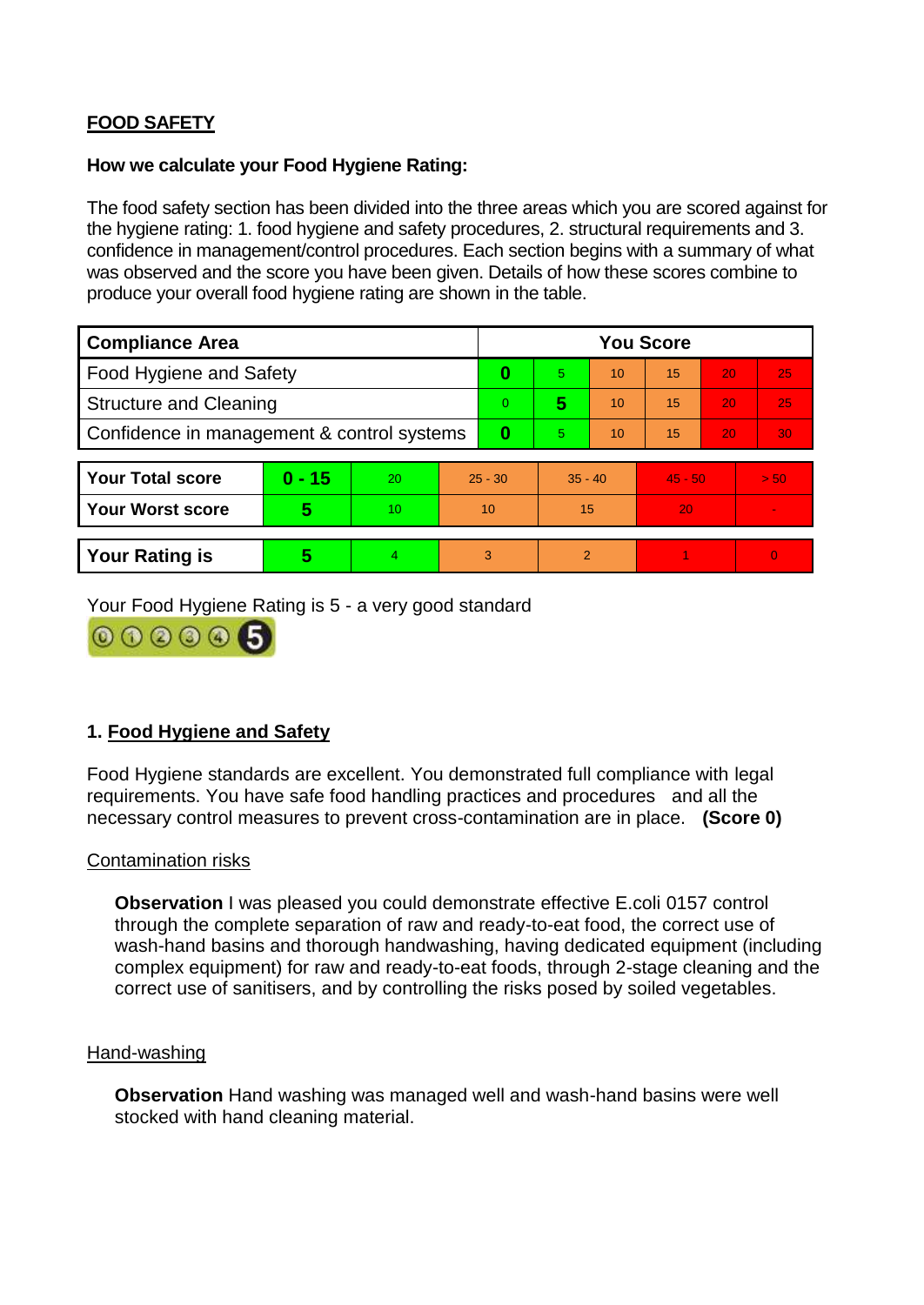**FOOD SAFETY**

**How we calculate your Food Hygiene Rating:**

The food safety section has been divided into the three areas which you are scored against for the hygiene rating: 1. food hygiene and safety procedures, 2. structural requirements and 3. confidence in management/control procedures. Each section begins with a summary of what was observed and the score you have been given. Details of how these scores combine to produce your overall food hygiene rating are shown in the table.

| Compliance Area | You Score | | | | | |
|---|---|---|---|---|---|---|
| Food Hygiene and Safety | **0** | 5 | 10 | 15 | 20 | 25 |
| Structure and Cleaning | 0 | **5** | 10 | 15 | 20 | 25 |
| Confidence in management & control systems | **0** | 5 | 10 | 15 | 20 | 30 |

| | | | | | | |
|---|---|---|---|---|---|---|
| **Your Total score** | **0 - 15** | 20 | 25 - 30 | 35 - 40 | 45 - 50 | > 50 |
| **Your Worst score** | **5** | 10 | 10 | 15 | 20 | - |

| | | | | | | |
|---|---|---|---|---|---|---|
| **Your Rating is** | **5** | 4 | 3 | 2 | 1 | 0 |

Your Food Hygiene Rating is 5 - a very good standard

## 1. Food Hygiene and Safety

Food Hygiene standards are excellent. You demonstrated full compliance with legal requirements. You have safe food handling practices and procedures and all the necessary control measures to prevent cross-contamination are in place. **(Score 0)**

Contamination risks

**Observation** I was pleased you could demonstrate effective E.coli 0157 control through the complete separation of raw and ready-to-eat food, the correct use of wash-hand basins and thorough handwashing, having dedicated equipment (including complex equipment) for raw and ready-to-eat foods, through 2-stage cleaning and the correct use of sanitisers, and by controlling the risks posed by soiled vegetables.

Hand-washing

**Observation** Hand washing was managed well and wash-hand basins were well stocked with hand cleaning material.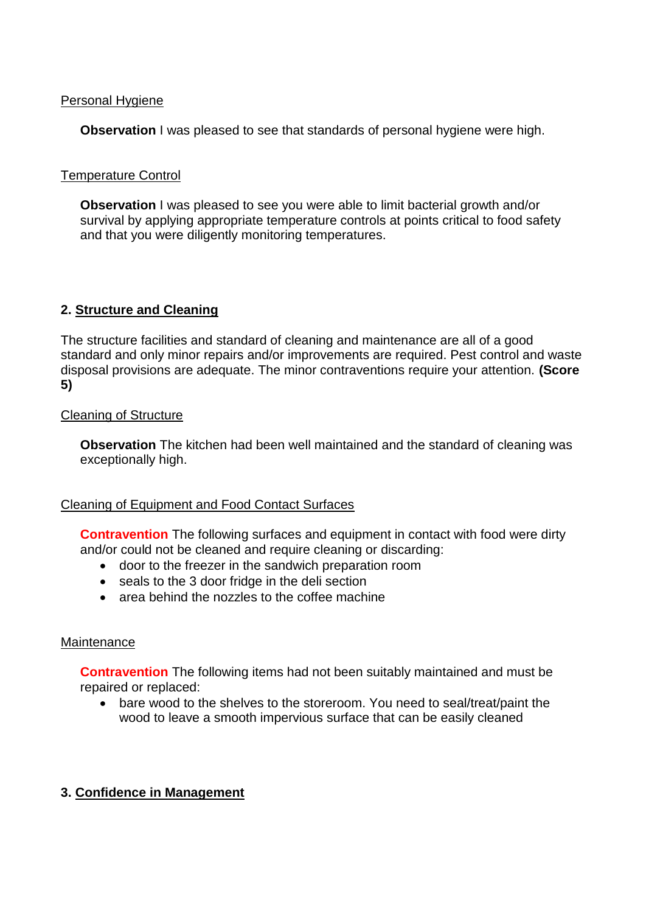Personal Hygiene

**Observation** I was pleased to see that standards of personal hygiene were high.

Temperature Control

**Observation** I was pleased to see you were able to limit bacterial growth and/or survival by applying appropriate temperature controls at points critical to food safety and that you were diligently monitoring temperatures.

## 2. Structure and Cleaning

The structure facilities and standard of cleaning and maintenance are all of a good standard and only minor repairs and/or improvements are required. Pest control and waste disposal provisions are adequate. The minor contraventions require your attention. **(Score 5)**

Cleaning of Structure

**Observation** The kitchen had been well maintained and the standard of cleaning was exceptionally high.

Cleaning of Equipment and Food Contact Surfaces

**Contravention** The following surfaces and equipment in contact with food were dirty and/or could not be cleaned and require cleaning or discarding:

- door to the freezer in the sandwich preparation room
- seals to the 3 door fridge in the deli section
- area behind the nozzles to the coffee machine

Maintenance

**Contravention** The following items had not been suitably maintained and must be repaired or replaced:

- bare wood to the shelves to the storeroom. You need to seal/treat/paint the wood to leave a smooth impervious surface that can be easily cleaned

## 3. Confidence in Management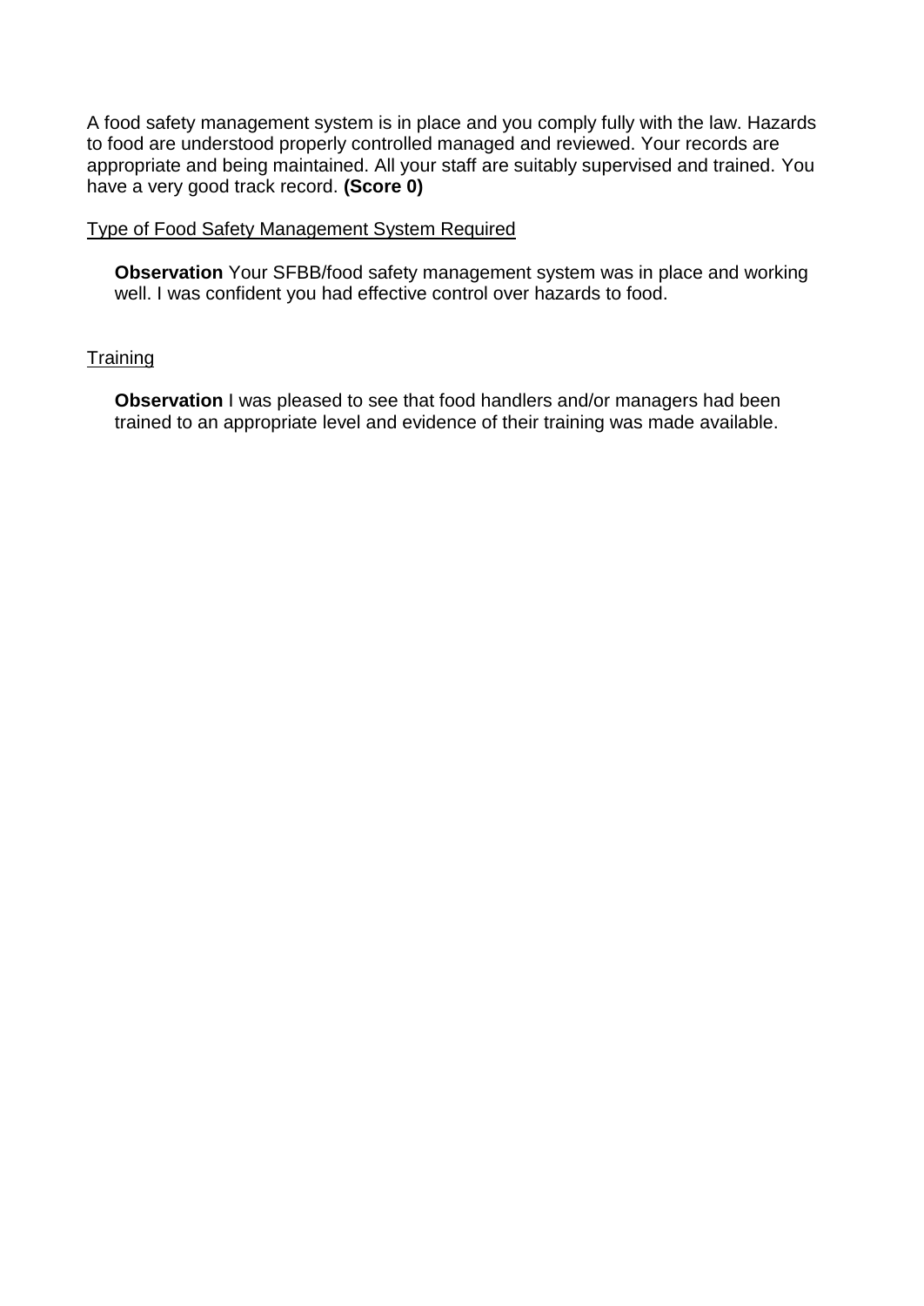A food safety management system is in place and you comply fully with the law. Hazards to food are understood properly controlled managed and reviewed. Your records are appropriate and being maintained. All your staff are suitably supervised and trained. You have a very good track record. **(Score 0)**

<u>Type of Food Safety Management System Required</u>

**Observation** Your SFBB/food safety management system was in place and working well. I was confident you had effective control over hazards to food.

<u>Training</u>

**Observation** I was pleased to see that food handlers and/or managers had been trained to an appropriate level and evidence of their training was made available.